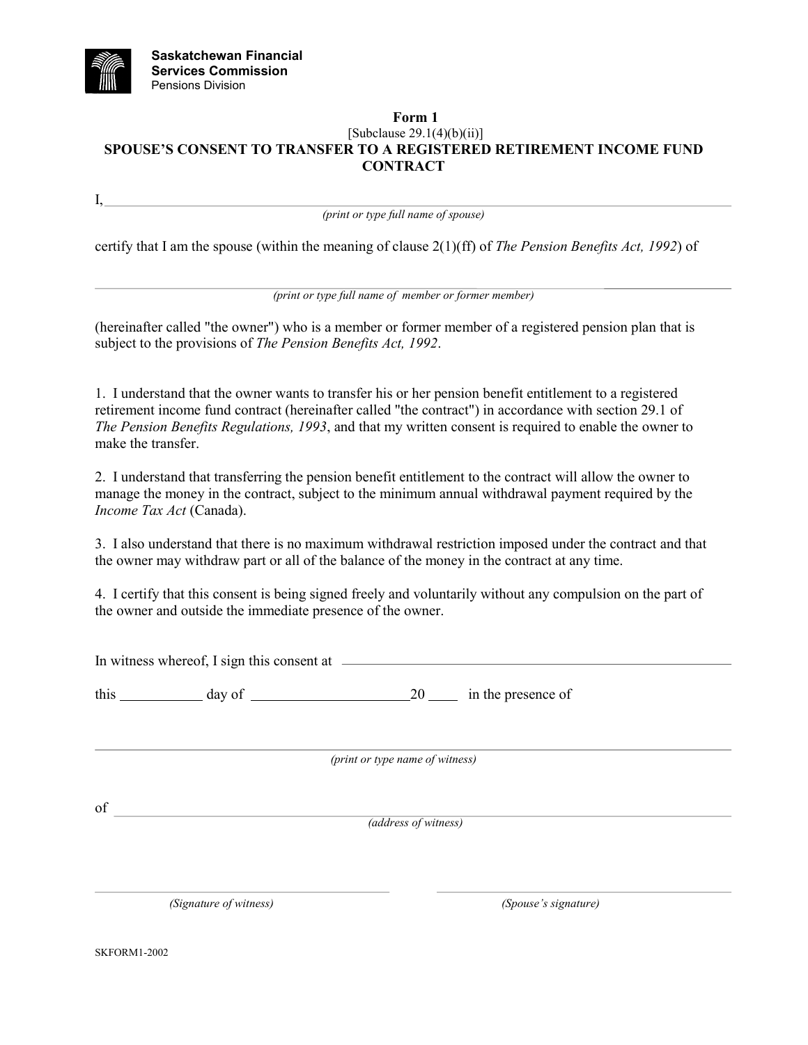**Saskatchewan Financial Services Commission**
Pensions Division

# Form 1

[Subclause 29.1(4)(b)(ii)]

## SPOUSE'S CONSENT TO TRANSFER TO A REGISTERED RETIREMENT INCOME FUND CONTRACT

I, ______________________________________________________________________________
*(print or type full name of spouse)*

certify that I am the spouse (within the meaning of clause 2(1)(ff) of *The Pension Benefits Act, 1992*) of

______________________________________________________________________________
*(print or type full name of member or former member)*

(hereinafter called "the owner") who is a member or former member of a registered pension plan that is subject to the provisions of *The Pension Benefits Act, 1992*.

1. I understand that the owner wants to transfer his or her pension benefit entitlement to a registered retirement income fund contract (hereinafter called "the contract") in accordance with section 29.1 of *The Pension Benefits Regulations, 1993*, and that my written consent is required to enable the owner to make the transfer.

2. I understand that transferring the pension benefit entitlement to the contract will allow the owner to manage the money in the contract, subject to the minimum annual withdrawal payment required by the *Income Tax Act* (Canada).

3. I also understand that there is no maximum withdrawal restriction imposed under the contract and that the owner may withdraw part or all of the balance of the money in the contract at any time.

4. I certify that this consent is being signed freely and voluntarily without any compulsion on the part of the owner and outside the immediate presence of the owner.

In witness whereof, I sign this consent at ______________________________________________

this __________ day of ____________________ 20 ____ in the presence of

______________________________________________________________________________
*(print or type name of witness)*

of ____________________________________________________________________________
*(address of witness)*

______________________________ ______________________________
*(Signature of witness)* *(Spouse's signature)*

SKFORM1-2002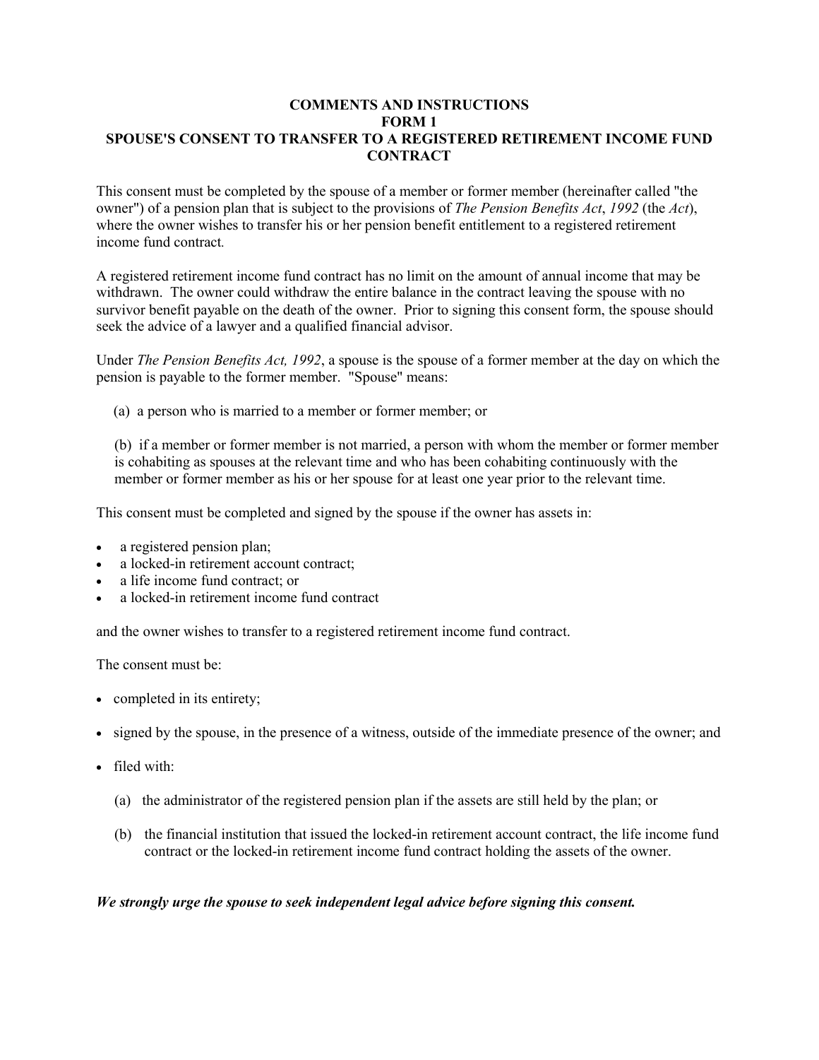**COMMENTS AND INSTRUCTIONS**
**FORM 1**
**SPOUSE'S CONSENT TO TRANSFER TO A REGISTERED RETIREMENT INCOME FUND CONTRACT**

This consent must be completed by the spouse of a member or former member (hereinafter called "the owner") of a pension plan that is subject to the provisions of *The Pension Benefits Act*, *1992* (the *Act*), where the owner wishes to transfer his or her pension benefit entitlement to a registered retirement income fund contract.

A registered retirement income fund contract has no limit on the amount of annual income that may be withdrawn. The owner could withdraw the entire balance in the contract leaving the spouse with no survivor benefit payable on the death of the owner. Prior to signing this consent form, the spouse should seek the advice of a lawyer and a qualified financial advisor.

Under *The Pension Benefits Act, 1992*, a spouse is the spouse of a former member at the day on which the pension is payable to the former member. "Spouse" means:

(a) a person who is married to a member or former member; or

(b) if a member or former member is not married, a person with whom the member or former member is cohabiting as spouses at the relevant time and who has been cohabiting continuously with the member or former member as his or her spouse for at least one year prior to the relevant time.

This consent must be completed and signed by the spouse if the owner has assets in:

- a registered pension plan;
- a locked-in retirement account contract;
- a life income fund contract; or
- a locked-in retirement income fund contract

and the owner wishes to transfer to a registered retirement income fund contract.

The consent must be:

- completed in its entirety;
- signed by the spouse, in the presence of a witness, outside of the immediate presence of the owner; and
- filed with:

  (a) the administrator of the registered pension plan if the assets are still held by the plan; or

  (b) the financial institution that issued the locked-in retirement account contract, the life income fund contract or the locked-in retirement income fund contract holding the assets of the owner.

***We strongly urge the spouse to seek independent legal advice before signing this consent.***